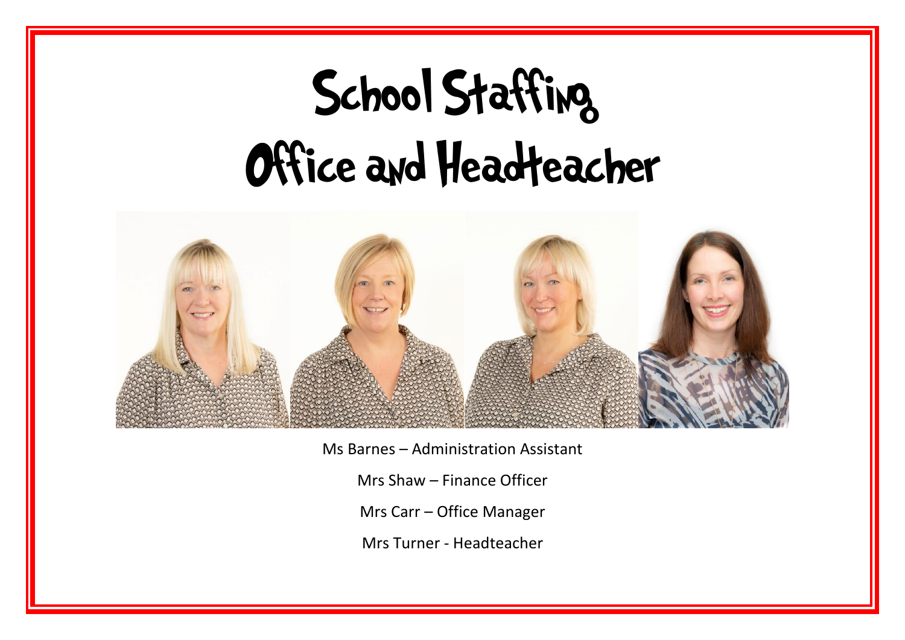# School Staffing
# Office and Headteacher

Ms Barnes – Administration Assistant

Mrs Shaw – Finance Officer

Mrs Carr – Office Manager

Mrs Turner - Headteacher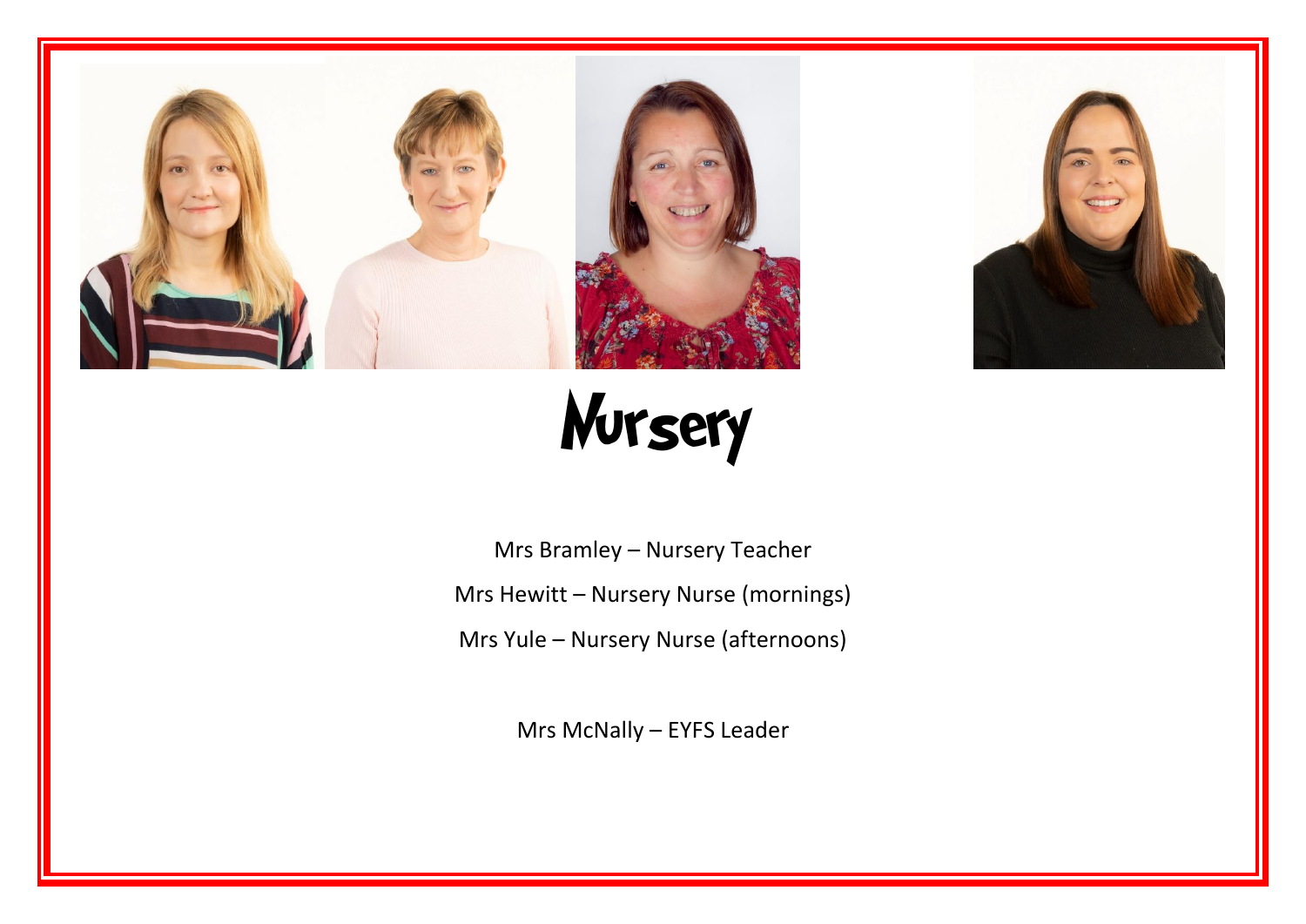# Nursery

Mrs Bramley – Nursery Teacher

Mrs Hewitt – Nursery Nurse (mornings)

Mrs Yule – Nursery Nurse (afternoons)

Mrs McNally – EYFS Leader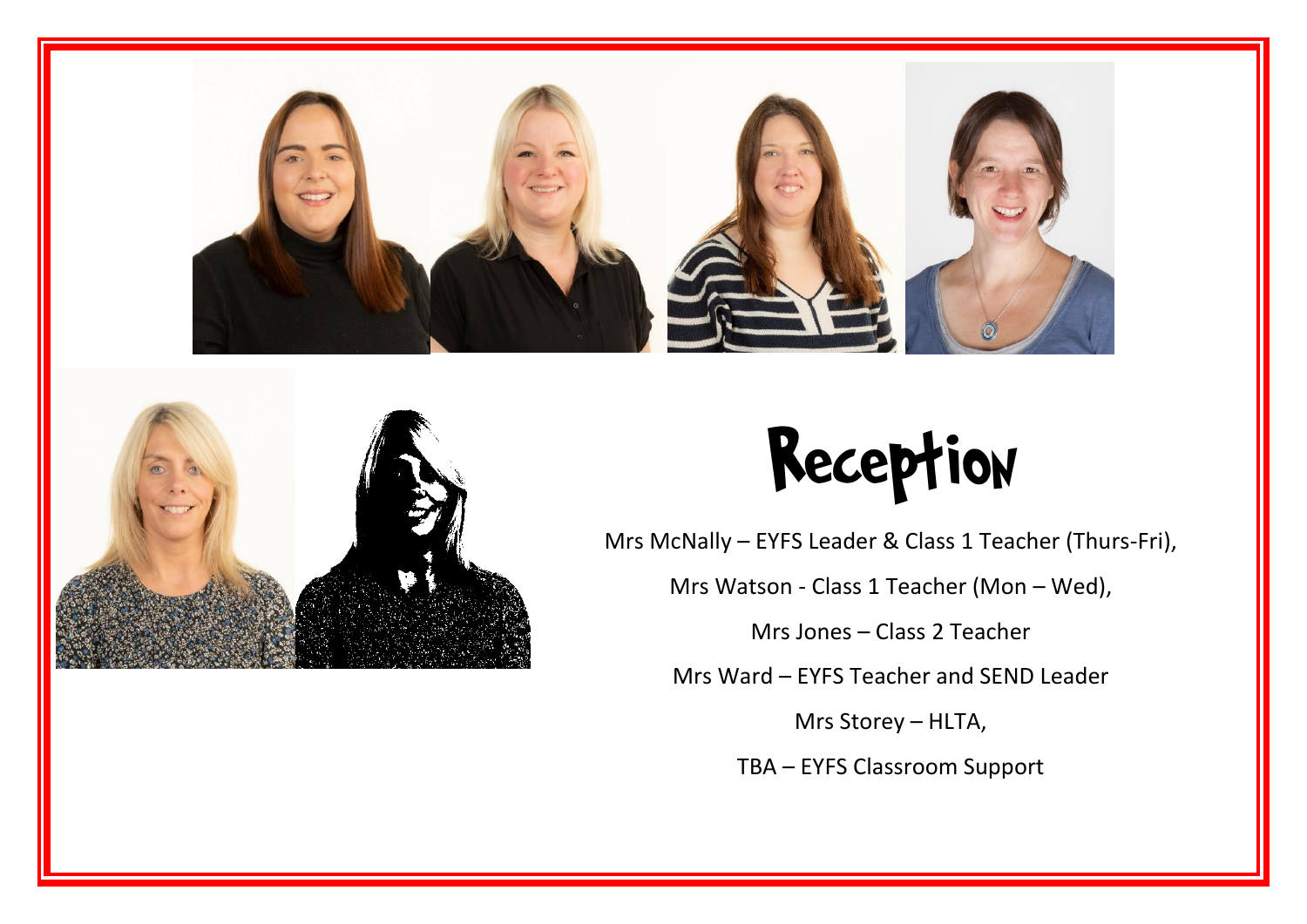# Reception

Mrs McNally – EYFS Leader & Class 1 Teacher (Thurs-Fri),

Mrs Watson - Class 1 Teacher (Mon – Wed),

Mrs Jones – Class 2 Teacher

Mrs Ward – EYFS Teacher and SEND Leader

Mrs Storey – HLTA,

TBA – EYFS Classroom Support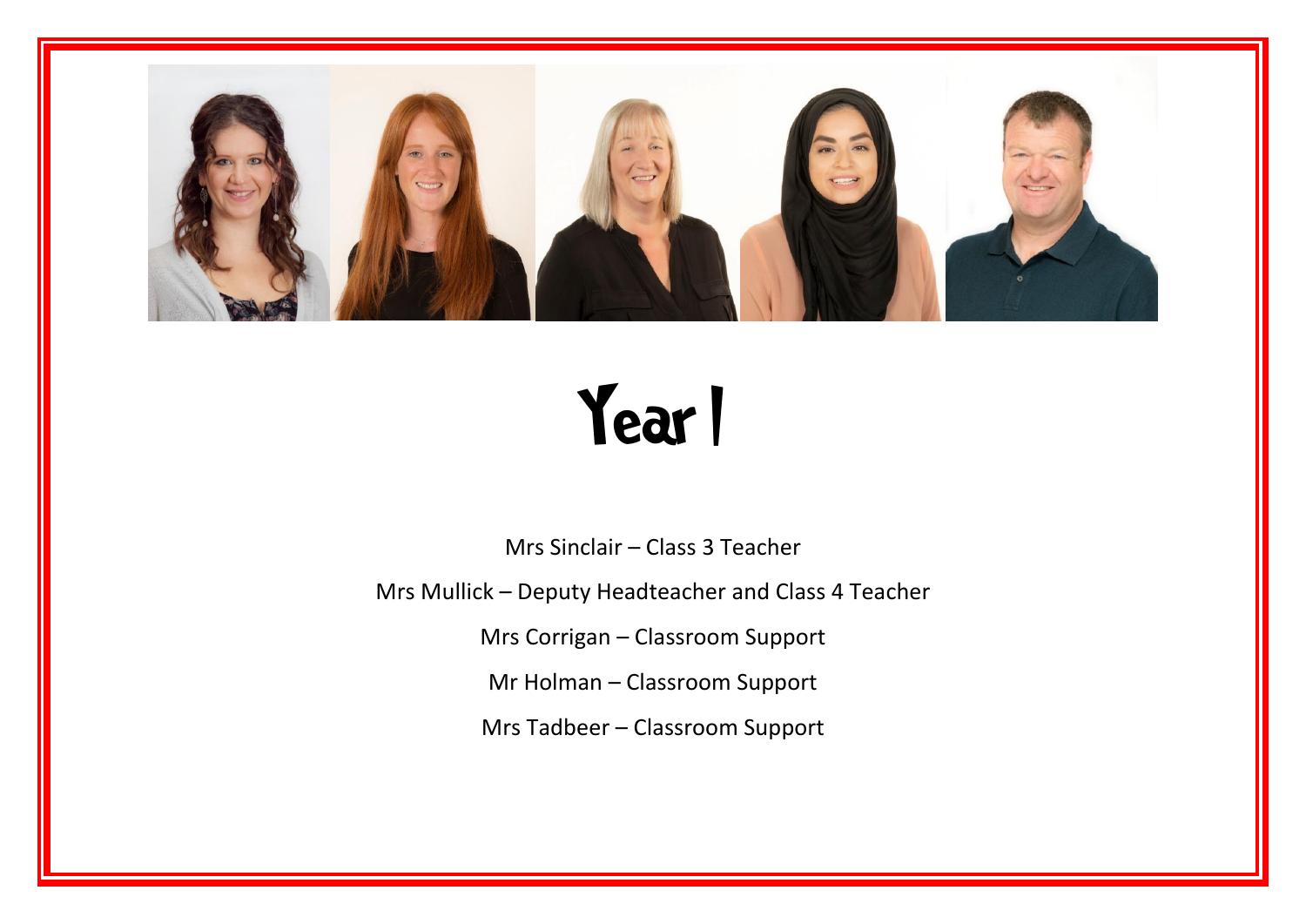# Year 1

Mrs Sinclair – Class 3 Teacher

Mrs Mullick – Deputy Headteacher and Class 4 Teacher

Mrs Corrigan – Classroom Support

Mr Holman – Classroom Support

Mrs Tadbeer – Classroom Support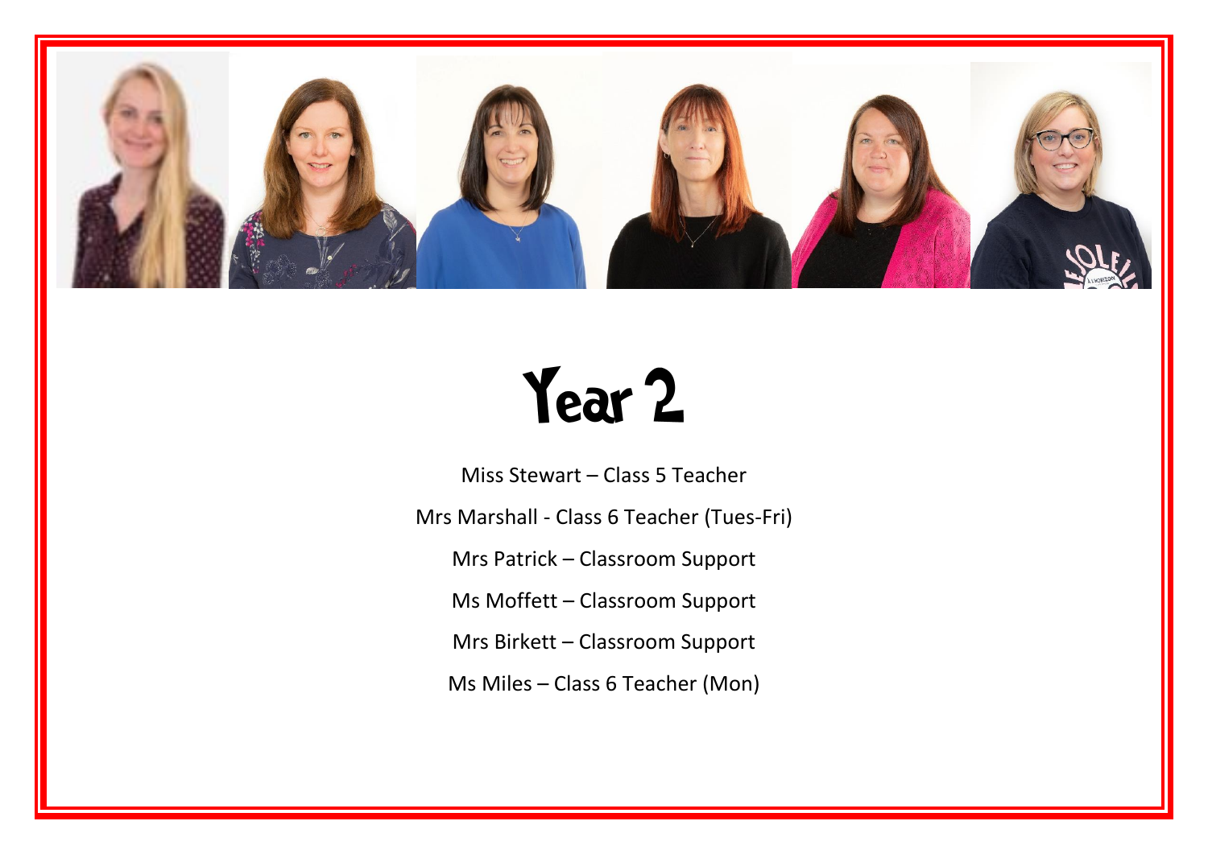# Year 2

Miss Stewart – Class 5 Teacher

Mrs Marshall - Class 6 Teacher (Tues-Fri)

Mrs Patrick – Classroom Support

Ms Moffett – Classroom Support

Mrs Birkett – Classroom Support

Ms Miles – Class 6 Teacher (Mon)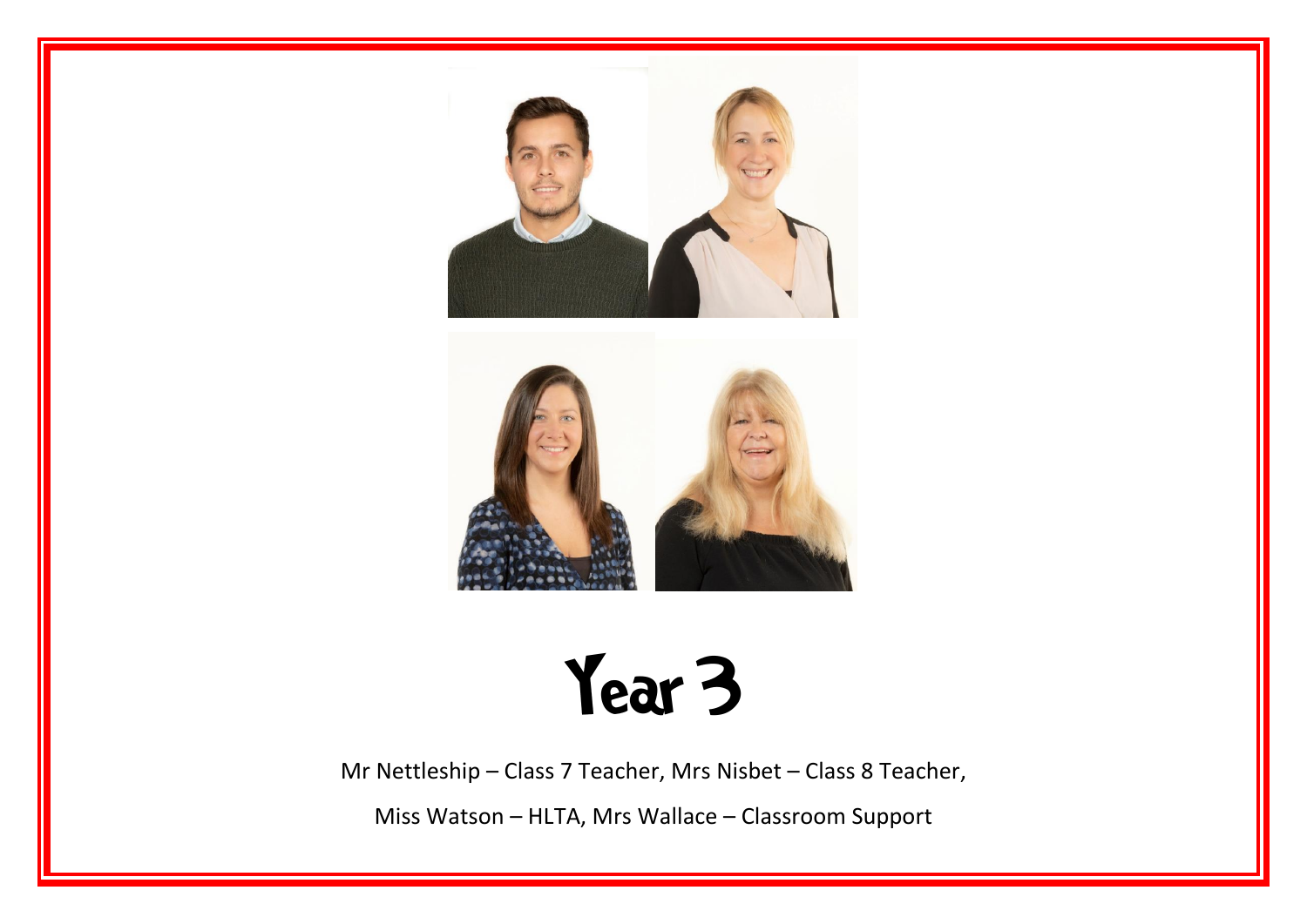# Year 3

Mr Nettleship – Class 7 Teacher, Mrs Nisbet – Class 8 Teacher,

Miss Watson – HLTA, Mrs Wallace – Classroom Support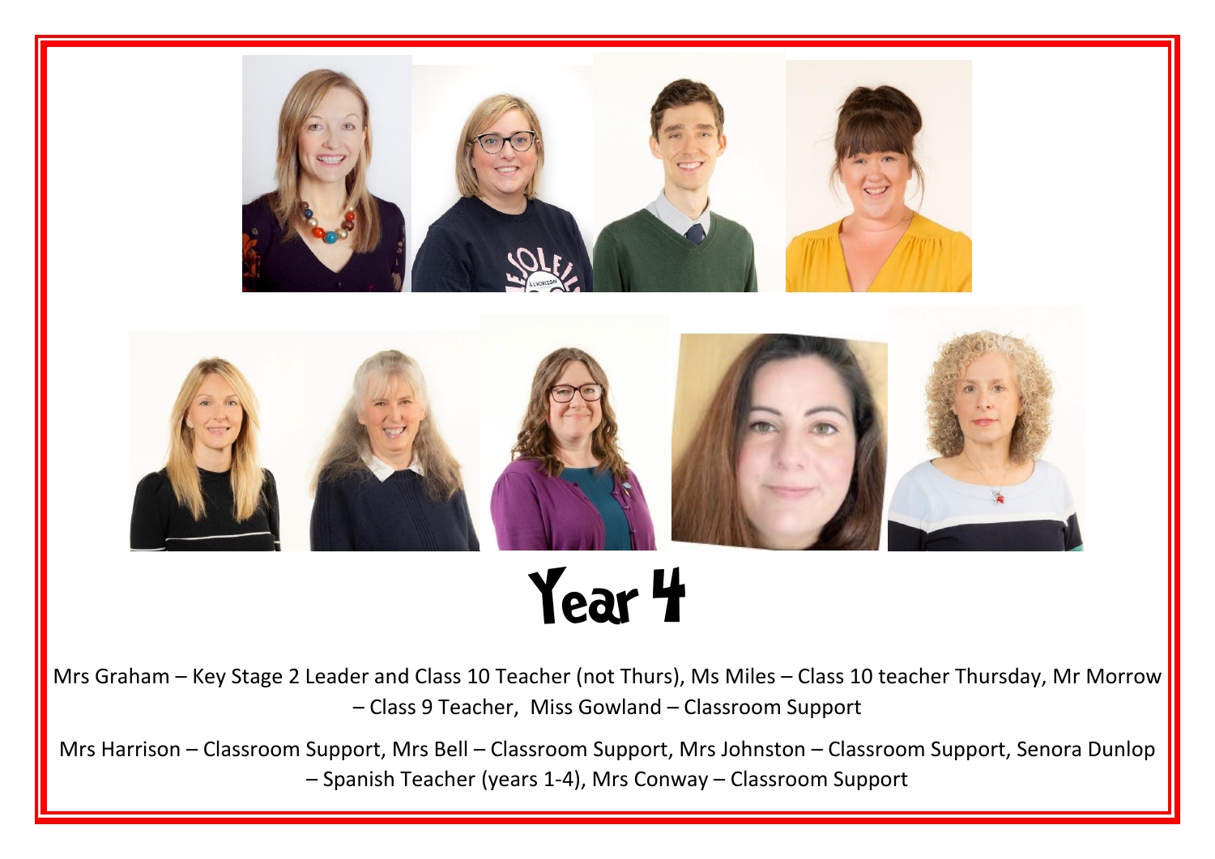# Year 4

Mrs Graham – Key Stage 2 Leader and Class 10 Teacher (not Thurs), Ms Miles – Class 10 teacher Thursday, Mr Morrow – Class 9 Teacher, Miss Gowland – Classroom Support

Mrs Harrison – Classroom Support, Mrs Bell – Classroom Support, Mrs Johnston – Classroom Support, Senora Dunlop – Spanish Teacher (years 1-4), Mrs Conway – Classroom Support